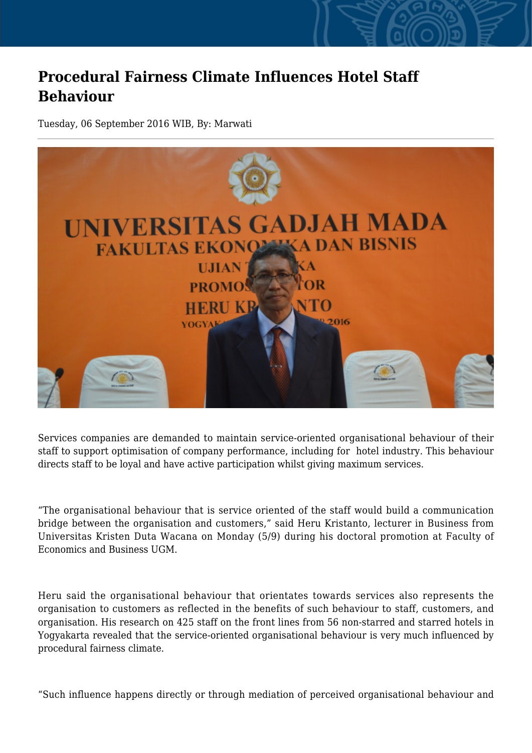# Procedural Fairness Climate Influences Hotel Staff Behaviour

Tuesday, 06 September 2016 WIB, By: Marwati

Services companies are demanded to maintain service-oriented organisational behaviour of their staff to support optimisation of company performance, including for hotel industry. This behaviour directs staff to be loyal and have active participation whilst giving maximum services.

"The organisational behaviour that is service oriented of the staff would build a communication bridge between the organisation and customers," said Heru Kristanto, lecturer in Business from Universitas Kristen Duta Wacana on Monday (5/9) during his doctoral promotion at Faculty of Economics and Business UGM.

Heru said the organisational behaviour that orientates towards services also represents the organisation to customers as reflected in the benefits of such behaviour to staff, customers, and organisation. His research on 425 staff on the front lines from 56 non-starred and starred hotels in Yogyakarta revealed that the service-oriented organisational behaviour is very much influenced by procedural fairness climate.

"Such influence happens directly or through mediation of perceived organisational behaviour and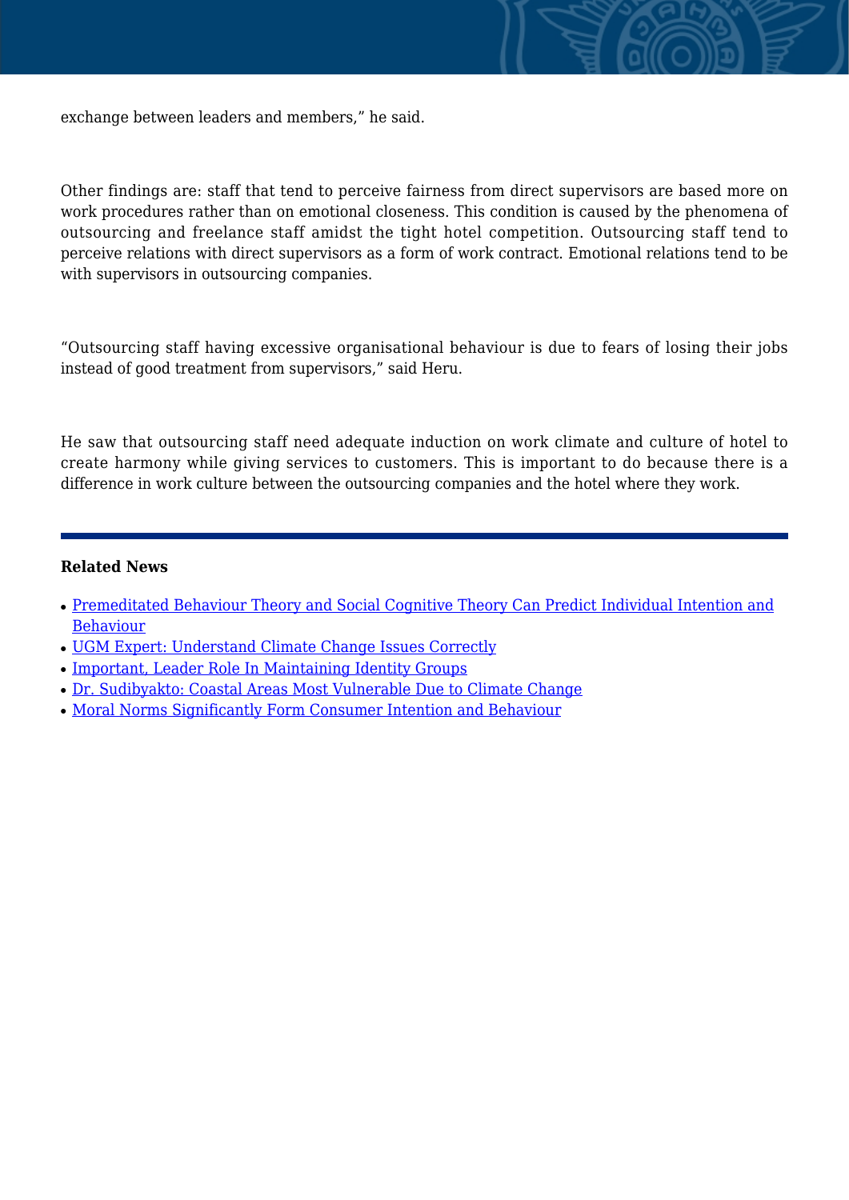exchange between leaders and members," he said.

Other findings are: staff that tend to perceive fairness from direct supervisors are based more on work procedures rather than on emotional closeness. This condition is caused by the phenomena of outsourcing and freelance staff amidst the tight hotel competition. Outsourcing staff tend to perceive relations with direct supervisors as a form of work contract. Emotional relations tend to be with supervisors in outsourcing companies.

"Outsourcing staff having excessive organisational behaviour is due to fears of losing their jobs instead of good treatment from supervisors," said Heru.

He saw that outsourcing staff need adequate induction on work climate and culture of hotel to create harmony while giving services to customers. This is important to do because there is a difference in work culture between the outsourcing companies and the hotel where they work.

---

**Related News**

- Premeditated Behaviour Theory and Social Cognitive Theory Can Predict Individual Intention and Behaviour
- UGM Expert: Understand Climate Change Issues Correctly
- Important, Leader Role In Maintaining Identity Groups
- Dr. Sudibyakto: Coastal Areas Most Vulnerable Due to Climate Change
- Moral Norms Significantly Form Consumer Intention and Behaviour